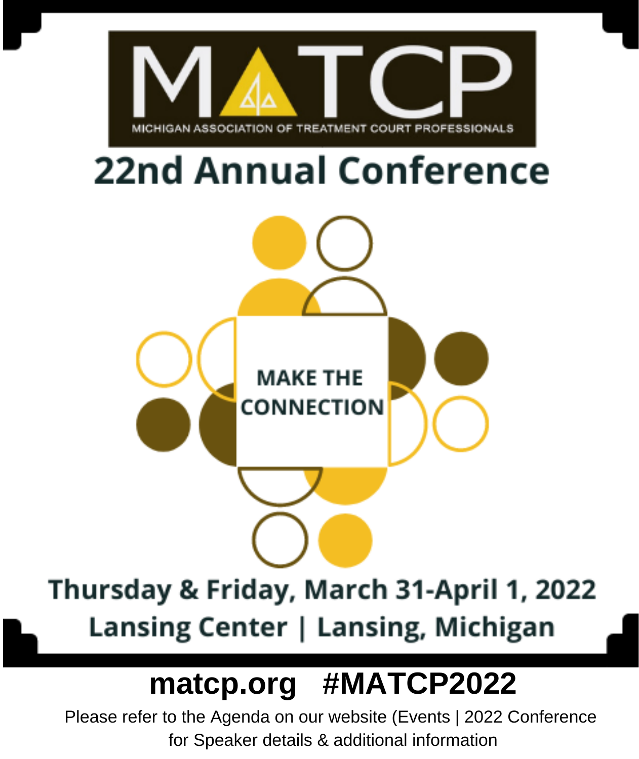# MATCP

MICHIGAN ASSOCIATION OF TREATMENT COURT PROFESSIONALS

## 22nd Annual Conference

MAKE THE CONNECTION

**Thursday & Friday, March 31-April 1, 2022**

**Lansing Center | Lansing, Michigan**

**matcp.org #MATCP2022**

Please refer to the Agenda on our website (Events | 2022 Conference for Speaker details & additional information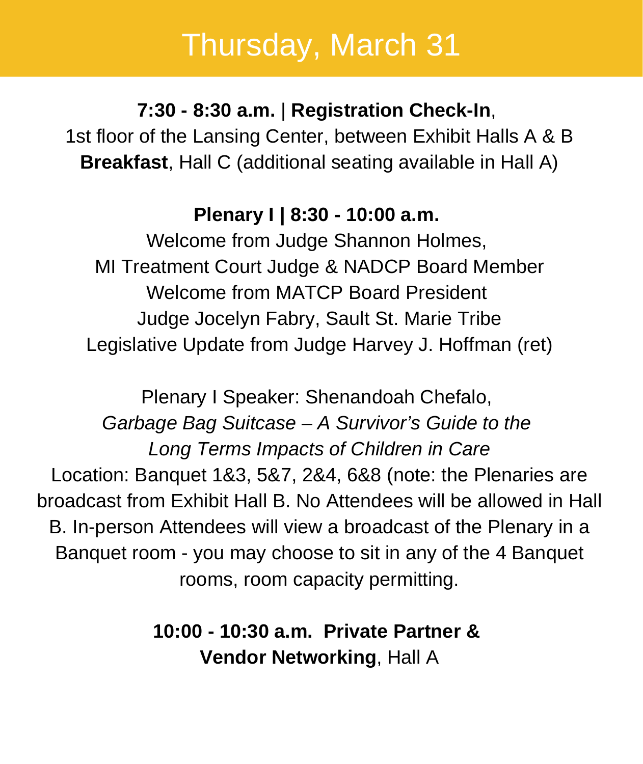# Thursday, March 31

**7:30 - 8:30 a.m.** | **Registration Check-In**,
1st floor of the Lansing Center, between Exhibit Halls A & B
**Breakfast**, Hall C (additional seating available in Hall A)

**Plenary I | 8:30 - 10:00 a.m.**
Welcome from Judge Shannon Holmes,
MI Treatment Court Judge & NADCP Board Member
Welcome from MATCP Board President
Judge Jocelyn Fabry, Sault St. Marie Tribe
Legislative Update from Judge Harvey J. Hoffman (ret)

Plenary I Speaker: Shenandoah Chefalo,
*Garbage Bag Suitcase – A Survivor's Guide to the Long Terms Impacts of Children in Care*
Location: Banquet 1&3, 5&7, 2&4, 6&8 (note: the Plenaries are broadcast from Exhibit Hall B. No Attendees will be allowed in Hall B. In-person Attendees will view a broadcast of the Plenary in a Banquet room - you may choose to sit in any of the 4 Banquet rooms, room capacity permitting.

**10:00 - 10:30 a.m. Private Partner & Vendor Networking**, Hall A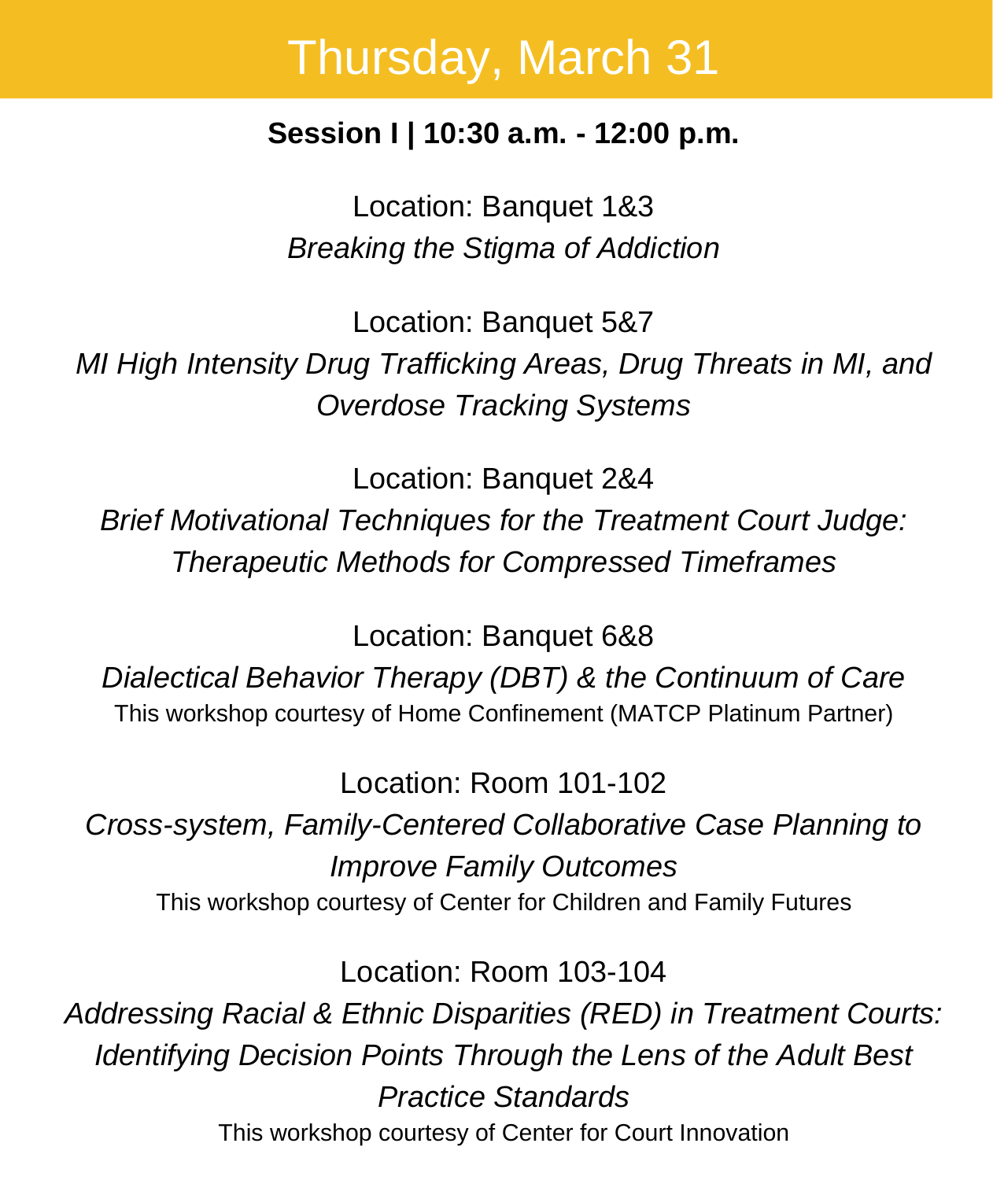# Thursday, March 31

**Session I | 10:30 a.m. - 12:00 p.m.**

Location: Banquet 1&3

*Breaking the Stigma of Addiction*

Location: Banquet 5&7

*MI High Intensity Drug Trafficking Areas, Drug Threats in MI, and Overdose Tracking Systems*

Location: Banquet 2&4

*Brief Motivational Techniques for the Treatment Court Judge: Therapeutic Methods for Compressed Timeframes*

Location: Banquet 6&8

*Dialectical Behavior Therapy (DBT) & the Continuum of Care*

This workshop courtesy of Home Confinement (MATCP Platinum Partner)

Location: Room 101-102

*Cross-system, Family-Centered Collaborative Case Planning to Improve Family Outcomes*

This workshop courtesy of Center for Children and Family Futures

Location: Room 103-104

*Addressing Racial & Ethnic Disparities (RED) in Treatment Courts: Identifying Decision Points Through the Lens of the Adult Best Practice Standards*

This workshop courtesy of Center for Court Innovation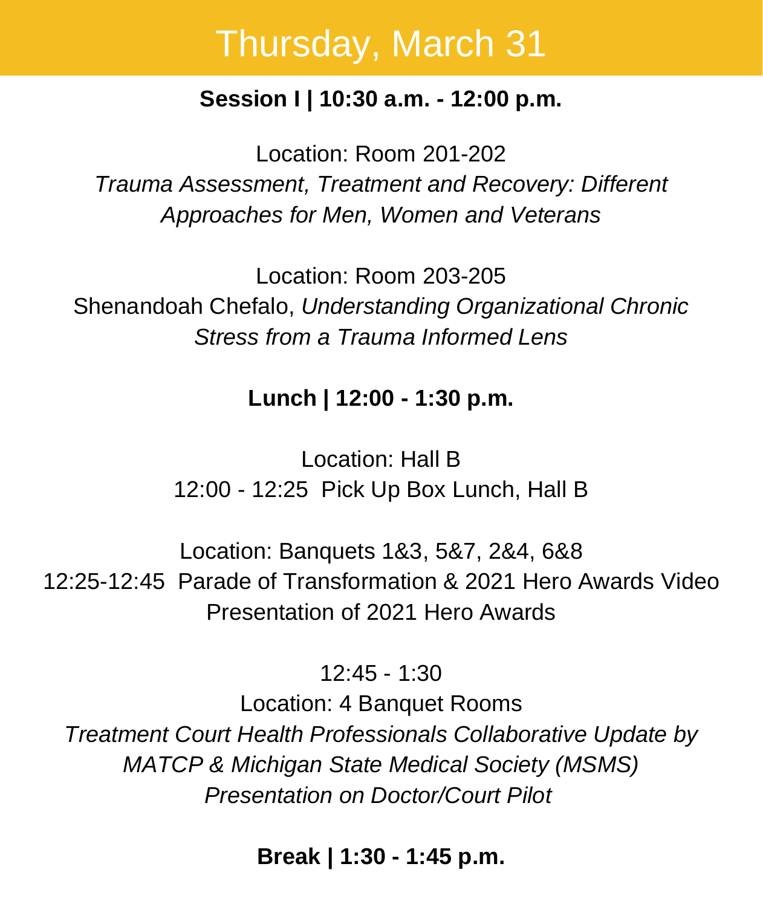# Thursday, March 31

**Session I | 10:30 a.m. - 12:00 p.m.**

Location: Room 201-202
*Trauma Assessment, Treatment and Recovery: Different Approaches for Men, Women and Veterans*

Location: Room 203-205
Shenandoah Chefalo, *Understanding Organizational Chronic Stress from a Trauma Informed Lens*

**Lunch | 12:00 - 1:30 p.m.**

Location: Hall B
12:00 - 12:25 Pick Up Box Lunch, Hall B

Location: Banquets 1&3, 5&7, 2&4, 6&8
12:25-12:45 Parade of Transformation & 2021 Hero Awards Video
Presentation of 2021 Hero Awards

12:45 - 1:30
Location: 4 Banquet Rooms
*Treatment Court Health Professionals Collaborative Update by MATCP & Michigan State Medical Society (MSMS) Presentation on Doctor/Court Pilot*

**Break | 1:30 - 1:45 p.m.**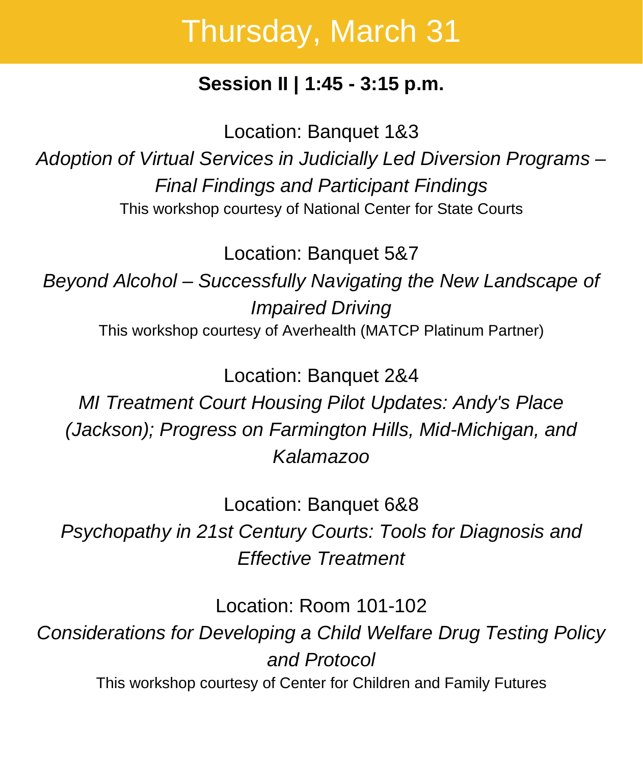# Thursday, March 31

**Session II | 1:45 - 3:15 p.m.**

Location: Banquet 1&3

*Adoption of Virtual Services in Judicially Led Diversion Programs – Final Findings and Participant Findings*

This workshop courtesy of National Center for State Courts

Location: Banquet 5&7

*Beyond Alcohol – Successfully Navigating the New Landscape of Impaired Driving*

This workshop courtesy of Averhealth (MATCP Platinum Partner)

Location: Banquet 2&4

*MI Treatment Court Housing Pilot Updates: Andy's Place (Jackson); Progress on Farmington Hills, Mid-Michigan, and Kalamazoo*

Location: Banquet 6&8

*Psychopathy in 21st Century Courts: Tools for Diagnosis and Effective Treatment*

Location: Room 101-102

*Considerations for Developing a Child Welfare Drug Testing Policy and Protocol*

This workshop courtesy of Center for Children and Family Futures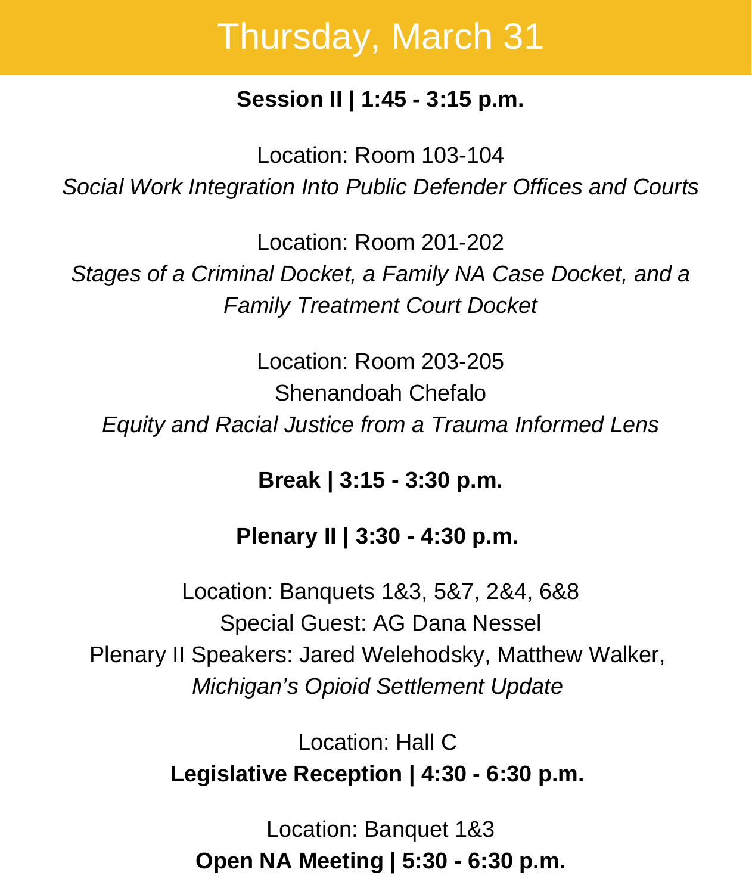# Thursday, March 31

**Session II | 1:45 - 3:15 p.m.**

Location: Room 103-104
*Social Work Integration Into Public Defender Offices and Courts*

Location: Room 201-202
*Stages of a Criminal Docket, a Family NA Case Docket, and a Family Treatment Court Docket*

Location: Room 203-205
Shenandoah Chefalo
*Equity and Racial Justice from a Trauma Informed Lens*

**Break | 3:15 - 3:30 p.m.**

**Plenary II | 3:30 - 4:30 p.m.**

Location: Banquets 1&3, 5&7, 2&4, 6&8
Special Guest: AG Dana Nessel
Plenary II Speakers: Jared Welehodsky, Matthew Walker,
*Michigan's Opioid Settlement Update*

Location: Hall C
**Legislative Reception | 4:30 - 6:30 p.m.**

Location: Banquet 1&3
**Open NA Meeting | 5:30 - 6:30 p.m.**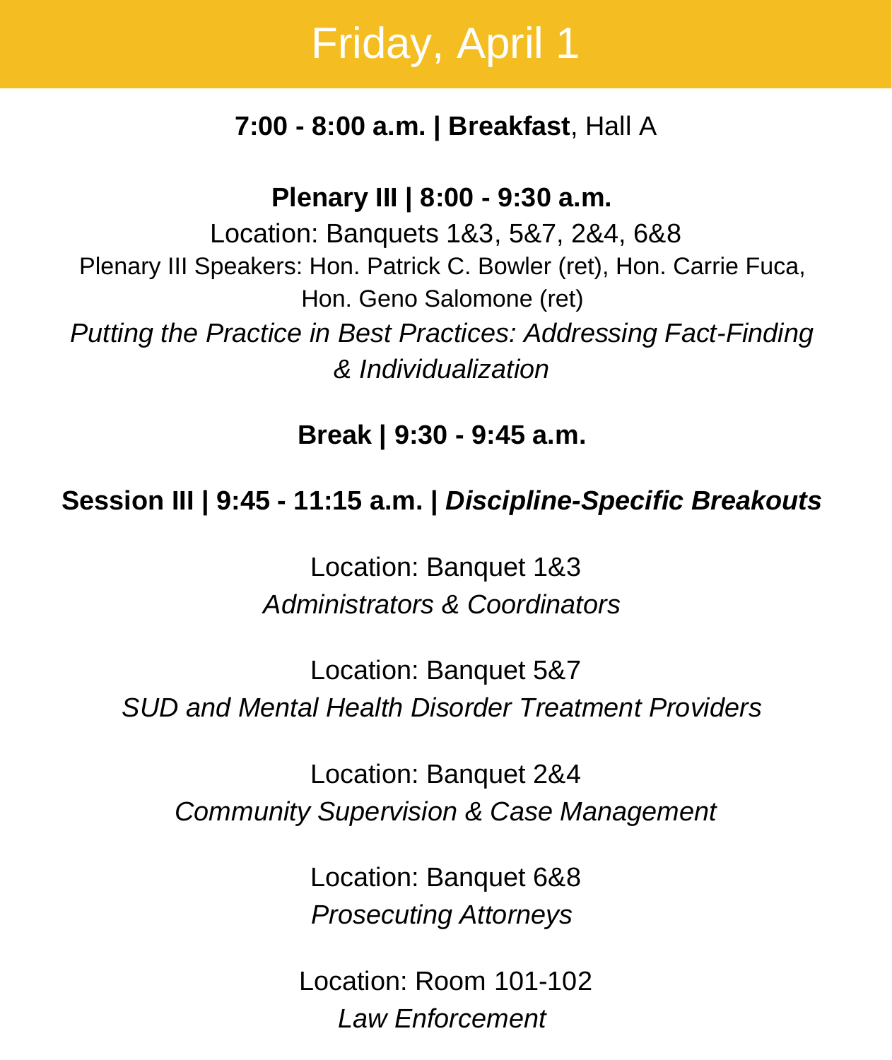# Friday, April 1

**7:00 - 8:00 a.m. | Breakfast**, Hall A

**Plenary III | 8:00 - 9:30 a.m.**

Location: Banquets 1&3, 5&7, 2&4, 6&8

Plenary III Speakers: Hon. Patrick C. Bowler (ret), Hon. Carrie Fuca, Hon. Geno Salomone (ret)

*Putting the Practice in Best Practices: Addressing Fact-Finding & Individualization*

**Break | 9:30 - 9:45 a.m.**

**Session III | 9:45 - 11:15 a.m. | *Discipline-Specific Breakouts***

Location: Banquet 1&3

*Administrators & Coordinators*

Location: Banquet 5&7

*SUD and Mental Health Disorder Treatment Providers*

Location: Banquet 2&4

*Community Supervision & Case Management*

Location: Banquet 6&8

*Prosecuting Attorneys*

Location: Room 101-102

*Law Enforcement*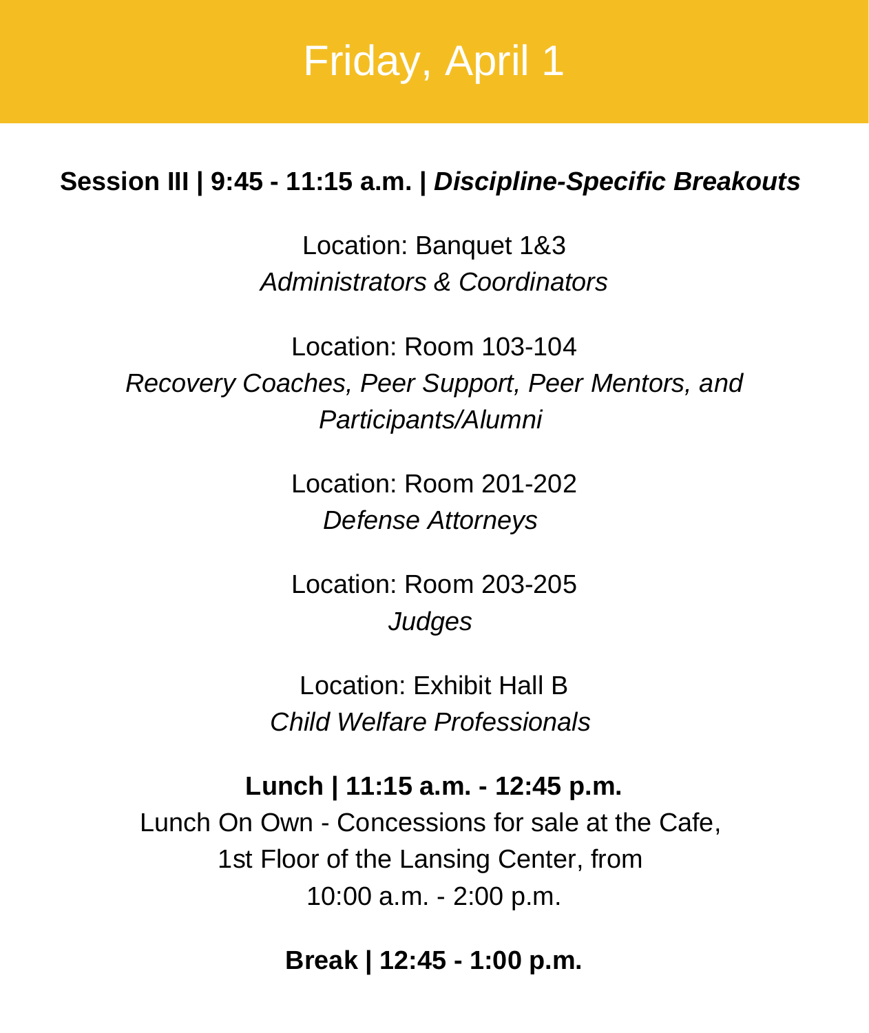# Friday, April 1

**Session III | 9:45 - 11:15 a.m. | *Discipline-Specific Breakouts***

Location: Banquet 1&3
*Administrators & Coordinators*

Location: Room 103-104
*Recovery Coaches, Peer Support, Peer Mentors, and Participants/Alumni*

Location: Room 201-202
*Defense Attorneys*

Location: Room 203-205
*Judges*

Location: Exhibit Hall B
*Child Welfare Professionals*

**Lunch | 11:15 a.m. - 12:45 p.m.**
Lunch On Own - Concessions for sale at the Cafe, 1st Floor of the Lansing Center, from 10:00 a.m. - 2:00 p.m.

**Break | 12:45 - 1:00 p.m.**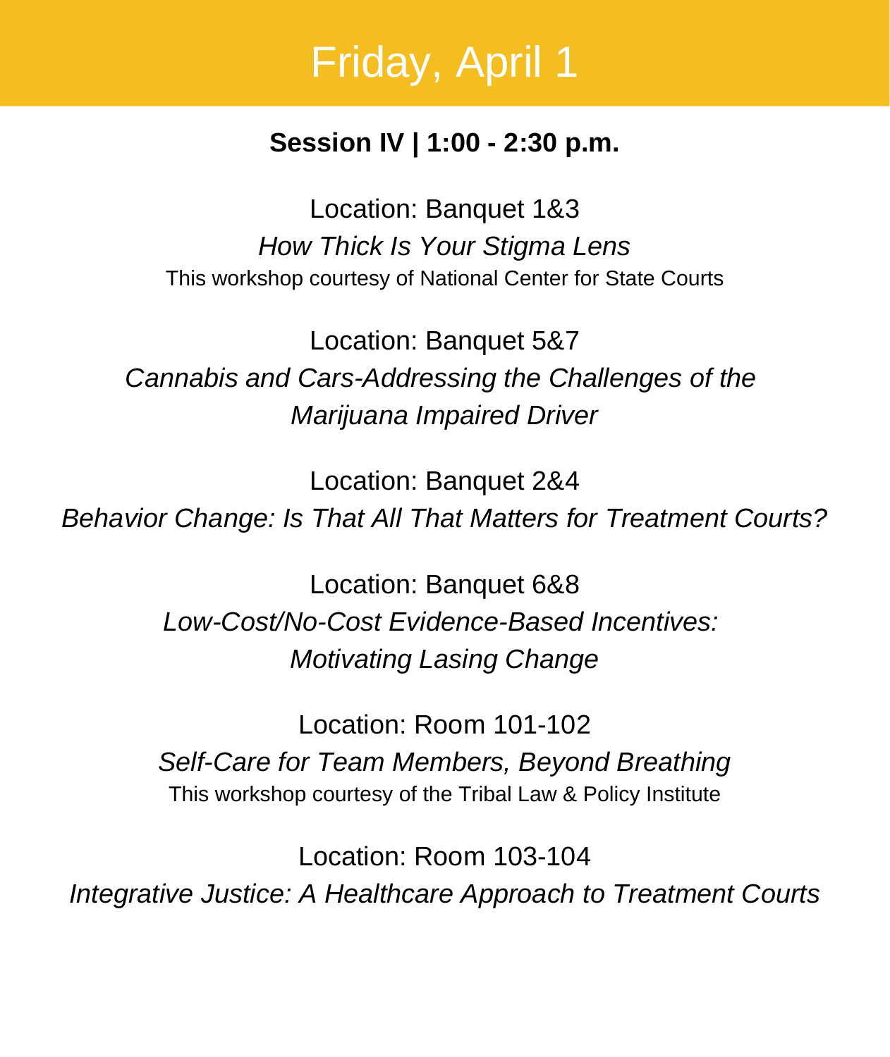# Friday, April 1

**Session IV | 1:00 - 2:30 p.m.**

Location: Banquet 1&3

*How Thick Is Your Stigma Lens*

This workshop courtesy of National Center for State Courts

Location: Banquet 5&7

*Cannabis and Cars-Addressing the Challenges of the Marijuana Impaired Driver*

Location: Banquet 2&4

*Behavior Change: Is That All That Matters for Treatment Courts?*

Location: Banquet 6&8

*Low-Cost/No-Cost Evidence-Based Incentives: Motivating Lasing Change*

Location: Room 101-102

*Self-Care for Team Members, Beyond Breathing*

This workshop courtesy of the Tribal Law & Policy Institute

Location: Room 103-104

*Integrative Justice: A Healthcare Approach to Treatment Courts*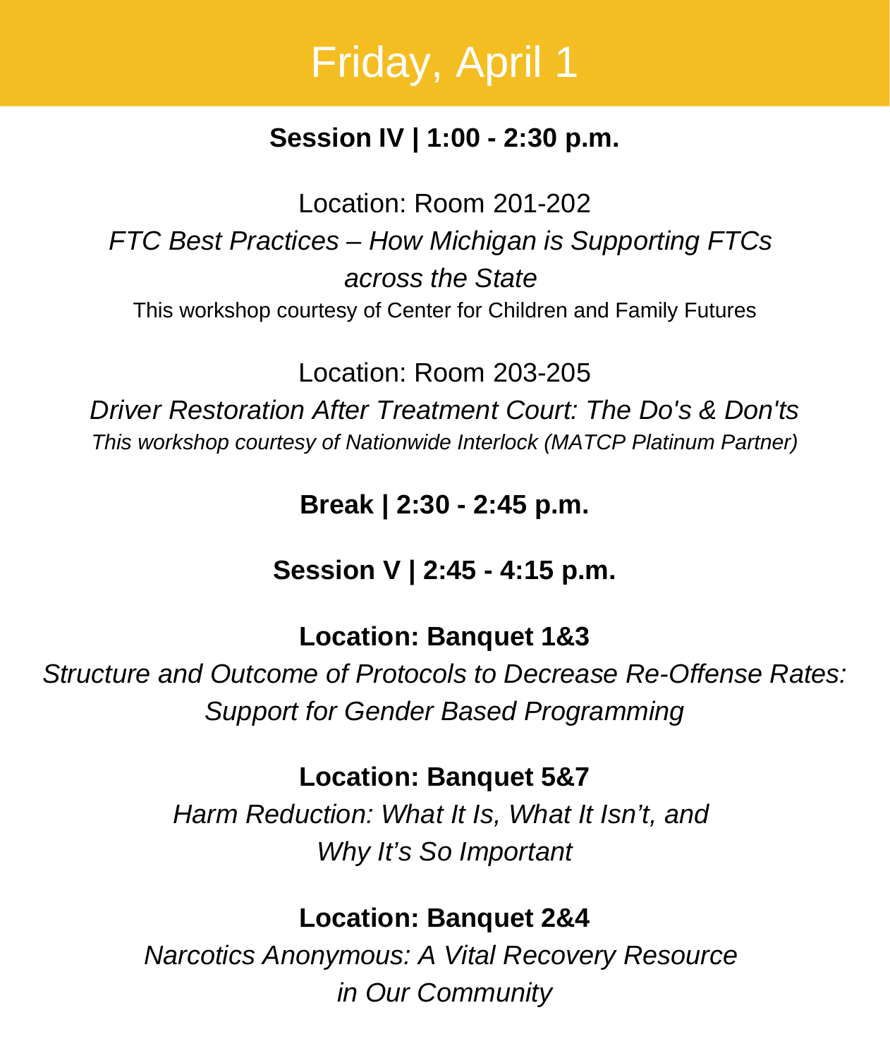# Friday, April 1

**Session IV | 1:00 - 2:30 p.m.**

Location: Room 201-202

*FTC Best Practices – How Michigan is Supporting FTCs across the State*

This workshop courtesy of Center for Children and Family Futures

Location: Room 203-205

*Driver Restoration After Treatment Court: The Do's & Don'ts*

*This workshop courtesy of Nationwide Interlock (MATCP Platinum Partner)*

**Break | 2:30 - 2:45 p.m.**

**Session V | 2:45 - 4:15 p.m.**

**Location: Banquet 1&3**

*Structure and Outcome of Protocols to Decrease Re-Offense Rates: Support for Gender Based Programming*

**Location: Banquet 5&7**

*Harm Reduction: What It Is, What It Isn't, and Why It's So Important*

**Location: Banquet 2&4**

*Narcotics Anonymous: A Vital Recovery Resource in Our Community*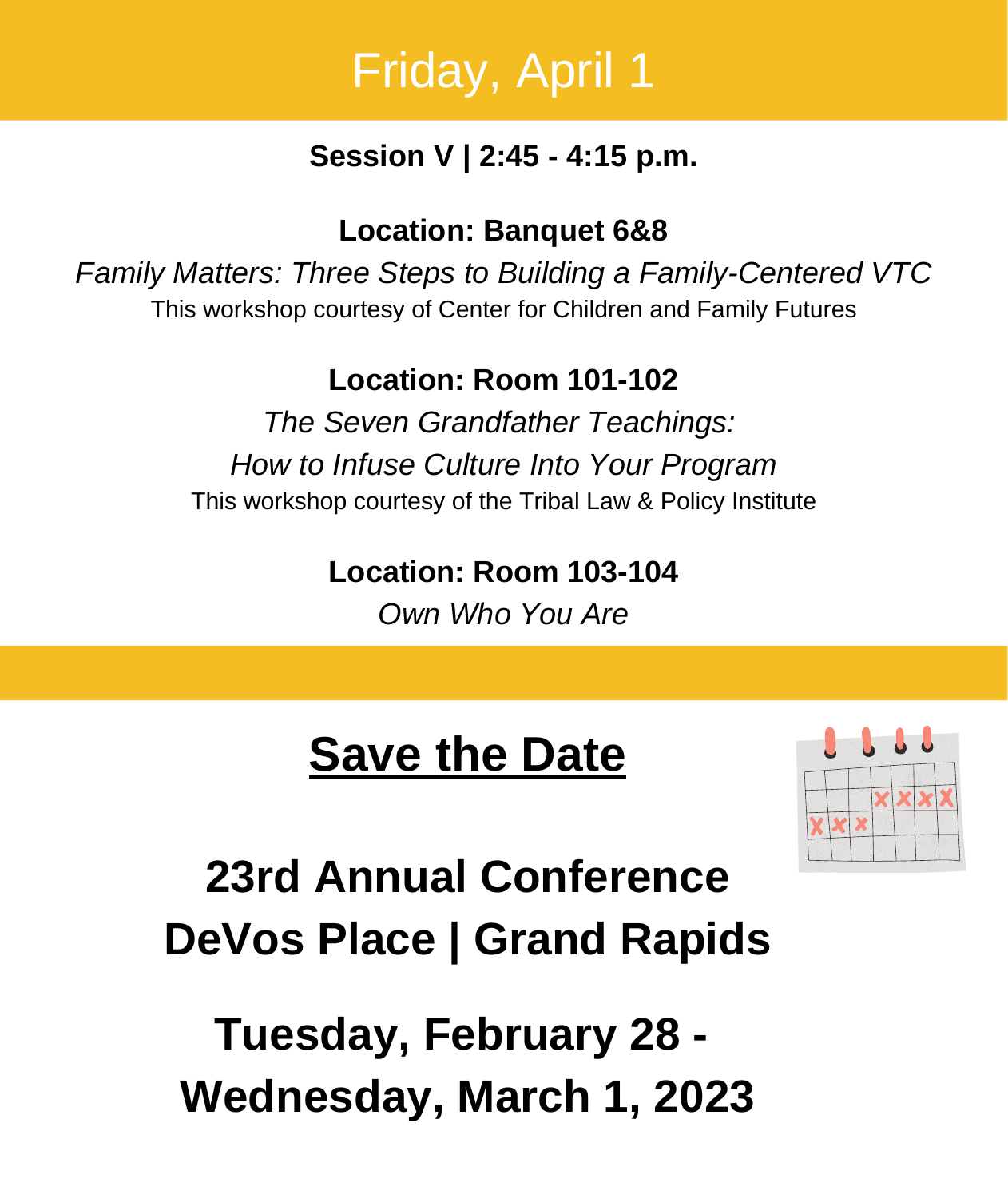# Friday, April 1

**Session V | 2:45 - 4:15 p.m.**

**Location: Banquet 6&8**

*Family Matters: Three Steps to Building a Family-Centered VTC*

This workshop courtesy of Center for Children and Family Futures

**Location: Room 101-102**

*The Seven Grandfather Teachings:*
*How to Infuse Culture Into Your Program*

This workshop courtesy of the Tribal Law & Policy Institute

**Location: Room 103-104**

*Own Who You Are*

## Save the Date

## 23rd Annual Conference
## DeVos Place | Grand Rapids

## Tuesday, February 28 - Wednesday, March 1, 2023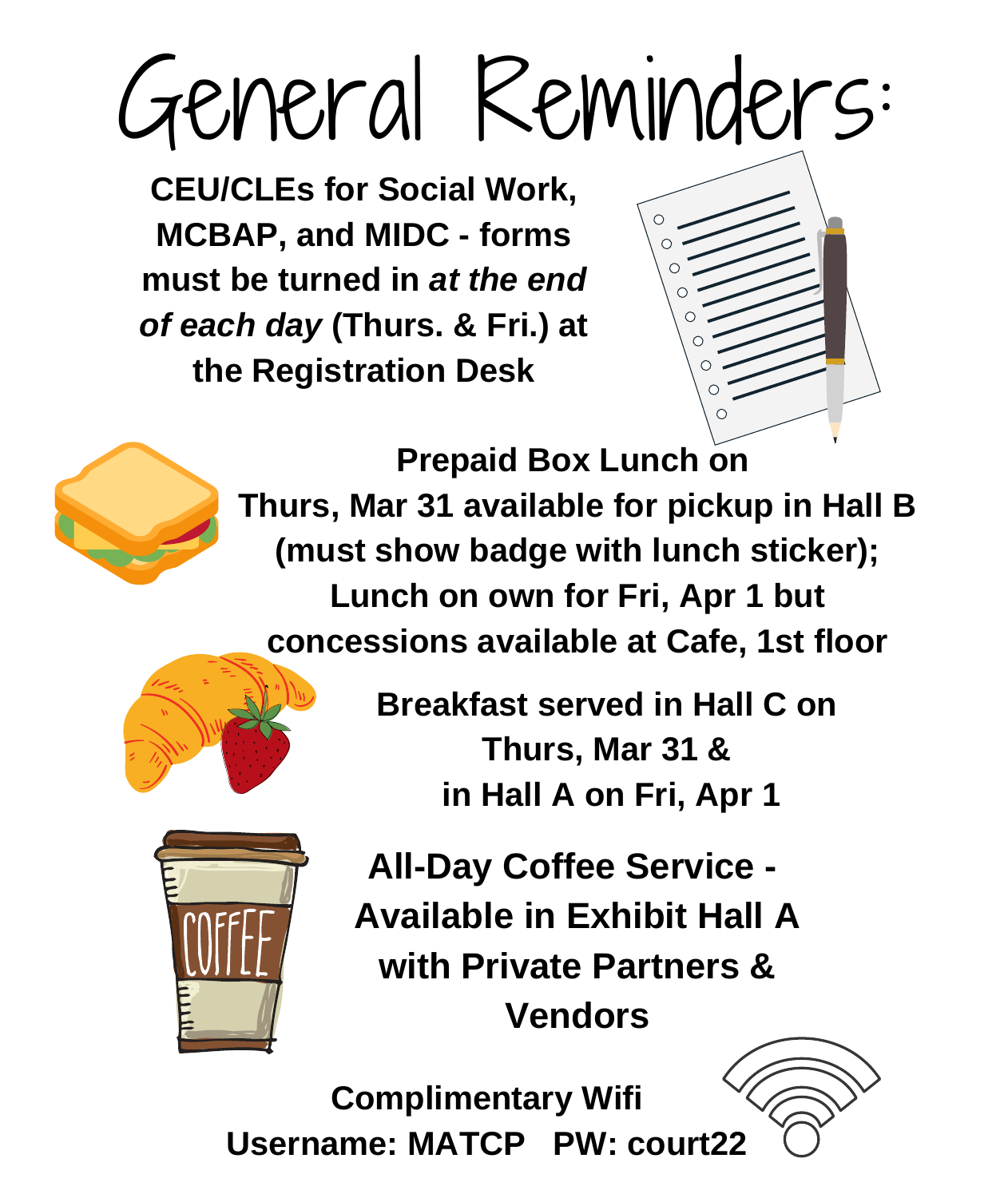# General Reminders:

**CEU/CLEs for Social Work, MCBAP, and MIDC - forms must be turned in *at the end of each day* (Thurs. & Fri.) at the Registration Desk**

**Prepaid Box Lunch on Thurs, Mar 31 available for pickup in Hall B (must show badge with lunch sticker); Lunch on own for Fri, Apr 1 but concessions available at Cafe, 1st floor**

**Breakfast served in Hall C on Thurs, Mar 31 & in Hall A on Fri, Apr 1**

**All-Day Coffee Service - Available in Exhibit Hall A with Private Partners & Vendors**

**Complimentary Wifi**
**Username: MATCP PW: court22**